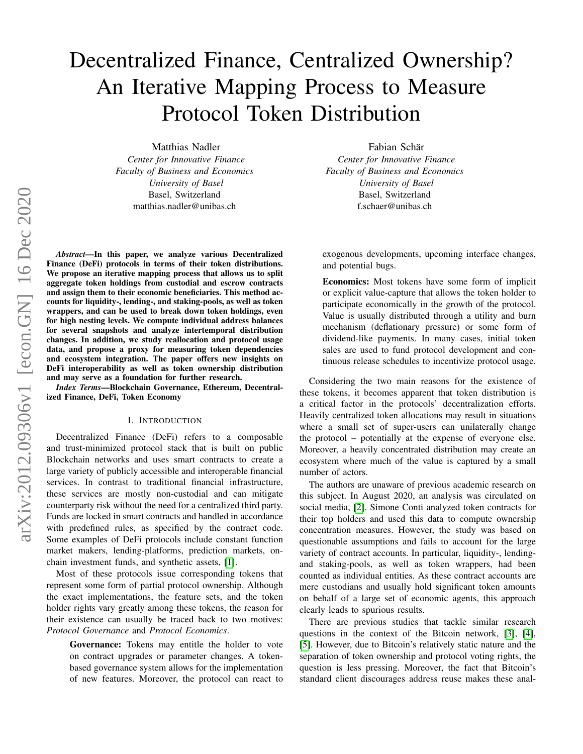# Decentralized Finance, Centralized Ownership? An Iterative Mapping Process to Measure Protocol Token Distribution

Matthias Nadler
*Center for Innovative Finance*
*Faculty of Business and Economics*
*University of Basel*
Basel, Switzerland
matthias.nadler@unibas.ch

Fabian Schär
*Center for Innovative Finance*
*Faculty of Business and Economics*
*University of Basel*
Basel, Switzerland
f.schaer@unibas.ch

***Abstract*—In this paper, we analyze various Decentralized Finance (DeFi) protocols in terms of their token distributions. We propose an iterative mapping process that allows us to split aggregate token holdings from custodial and escrow contracts and assign them to their economic beneficiaries. This method accounts for liquidity-, lending-, and staking-pools, as well as token wrappers, and can be used to break down token holdings, even for high nesting levels. We compute individual address balances for several snapshots and analyze intertemporal distribution changes. In addition, we study reallocation and protocol usage data, and propose a proxy for measuring token dependencies and ecosystem integration. The paper offers new insights on DeFi interoperability as well as token ownership distribution and may serve as a foundation for further research.**

***Index Terms*—Blockchain Governance, Ethereum, Decentralized Finance, DeFi, Token Economy**

## I. Introduction

Decentralized Finance (DeFi) refers to a composable and trust-minimized protocol stack that is built on public Blockchain networks and uses smart contracts to create a large variety of publicly accessible and interoperable financial services. In contrast to traditional financial infrastructure, these services are mostly non-custodial and can mitigate counterparty risk without the need for a centralized third party. Funds are locked in smart contracts and handled in accordance with predefined rules, as specified by the contract code. Some examples of DeFi protocols include constant function market makers, lending-platforms, prediction markets, on-chain investment funds, and synthetic assets, [1].

Most of these protocols issue corresponding tokens that represent some form of partial protocol ownership. Although the exact implementations, the feature sets, and the token holder rights vary greatly among these tokens, the reason for their existence can usually be traced back to two motives: *Protocol Governance* and *Protocol Economics*.

> **Governance:** Tokens may entitle the holder to vote on contract upgrades or parameter changes. A token-based governance system allows for the implementation of new features. Moreover, the protocol can react to exogenous developments, upcoming interface changes, and potential bugs.
>
> **Economics:** Most tokens have some form of implicit or explicit value-capture that allows the token holder to participate economically in the growth of the protocol. Value is usually distributed through a utility and burn mechanism (deflationary pressure) or some form of dividend-like payments. In many cases, initial token sales are used to fund protocol development and continuous release schedules to incentivize protocol usage.

Considering the two main reasons for the existence of these tokens, it becomes apparent that token distribution is a critical factor in the protocols' decentralization efforts. Heavily centralized token allocations may result in situations where a small set of super-users can unilaterally change the protocol – potentially at the expense of everyone else. Moreover, a heavily concentrated distribution may create an ecosystem where much of the value is captured by a small number of actors.

The authors are unaware of previous academic research on this subject. In August 2020, an analysis was circulated on social media, [2]. Simone Conti analyzed token contracts for their top holders and used this data to compute ownership concentration measures. However, the study was based on questionable assumptions and fails to account for the large variety of contract accounts. In particular, liquidity-, lending- and staking-pools, as well as token wrappers, had been counted as individual entities. As these contract accounts are mere custodians and usually hold significant token amounts on behalf of a large set of economic agents, this approach clearly leads to spurious results.

There are previous studies that tackle similar research questions in the context of the Bitcoin network, [3], [4], [5]. However, due to Bitcoin's relatively static nature and the separation of token ownership and protocol voting rights, the question is less pressing. Moreover, the fact that Bitcoin's standard client discourages address reuse makes these anal-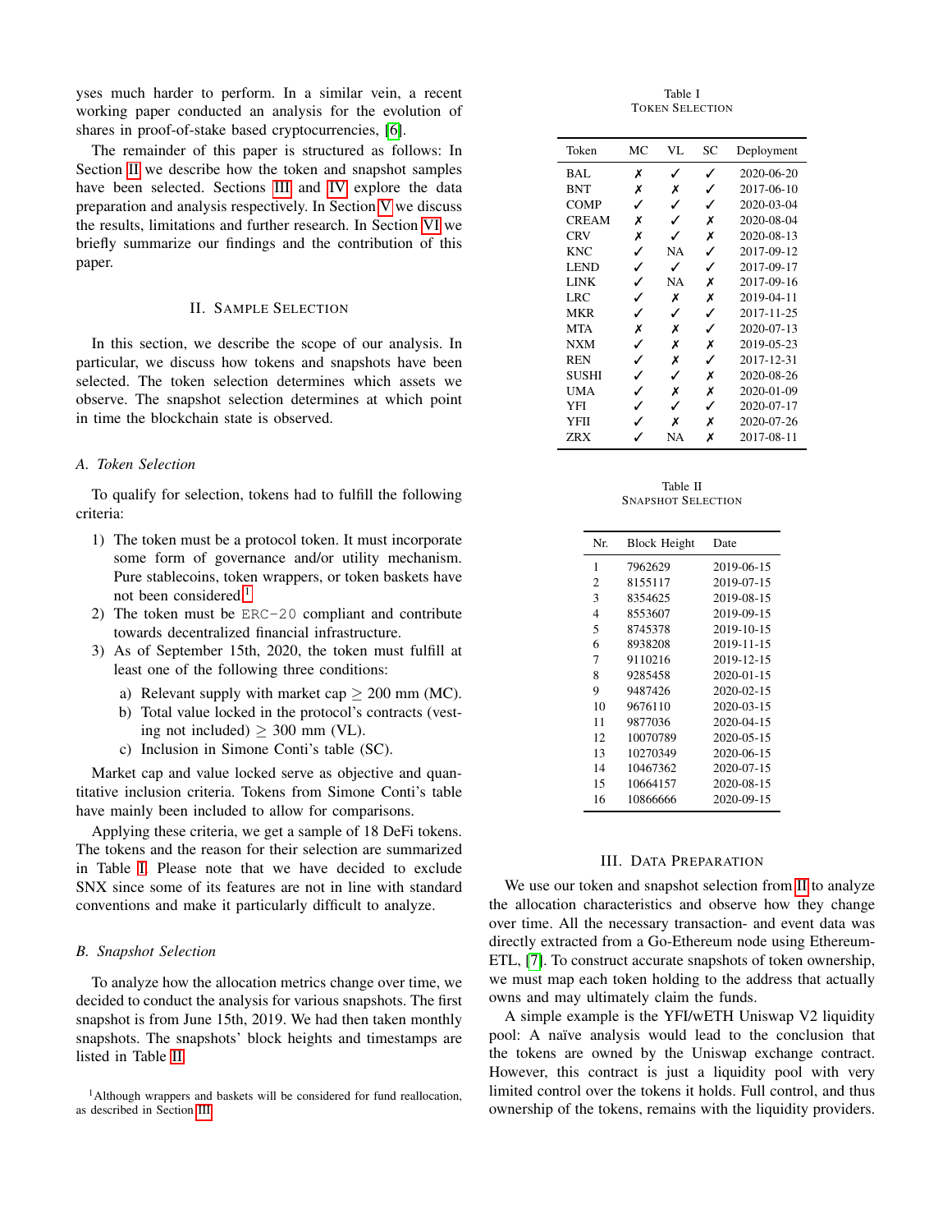yses much harder to perform. In a similar vein, a recent working paper conducted an analysis for the evolution of shares in proof-of-stake based cryptocurrencies, [6].

The remainder of this paper is structured as follows: In Section II we describe how the token and snapshot samples have been selected. Sections III and IV explore the data preparation and analysis respectively. In Section V we discuss the results, limitations and further research. In Section VI we briefly summarize our findings and the contribution of this paper.

## II. Sample Selection

In this section, we describe the scope of our analysis. In particular, we discuss how tokens and snapshots have been selected. The token selection determines which assets we observe. The snapshot selection determines at which point in time the blockchain state is observed.

### A. Token Selection

To qualify for selection, tokens had to fulfill the following criteria:

1) The token must be a protocol token. It must incorporate some form of governance and/or utility mechanism. Pure stablecoins, token wrappers, or token baskets have not been considered.[1]
2) The token must be `ERC-20` compliant and contribute towards decentralized financial infrastructure.
3) As of September 15th, 2020, the token must fulfill at least one of the following three conditions:
   a) Relevant supply with market cap $\geq$ 200 mm (MC).
   b) Total value locked in the protocol's contracts (vesting not included) $\geq$ 300 mm (VL).
   c) Inclusion in Simone Conti's table (SC).

Market cap and value locked serve as objective and quantitative inclusion criteria. Tokens from Simone Conti's table have mainly been included to allow for comparisons.

Applying these criteria, we get a sample of 18 DeFi tokens. The tokens and the reason for their selection are summarized in Table I. Please note that we have decided to exclude SNX since some of its features are not in line with standard conventions and make it particularly difficult to analyze.

### B. Snapshot Selection

To analyze how the allocation metrics change over time, we decided to conduct the analysis for various snapshots. The first snapshot is from June 15th, 2019. We had then taken monthly snapshots. The snapshots' block heights and timestamps are listed in Table II.

[1] Although wrappers and baskets will be considered for fund reallocation, as described in Section III.

Table I
Token Selection

| Token | MC | VL | SC | Deployment |
|---|---|---|---|---|
| BAL | ✗ | ✓ | ✓ | 2020-06-20 |
| BNT | ✗ | ✗ | ✓ | 2017-06-10 |
| COMP | ✓ | ✓ | ✓ | 2020-03-04 |
| CREAM | ✗ | ✓ | ✗ | 2020-08-04 |
| CRV | ✗ | ✓ | ✗ | 2020-08-13 |
| KNC | ✓ | NA | ✓ | 2017-09-12 |
| LEND | ✓ | ✓ | ✓ | 2017-09-17 |
| LINK | ✓ | NA | ✗ | 2017-09-16 |
| LRC | ✓ | ✗ | ✗ | 2019-04-11 |
| MKR | ✓ | ✓ | ✓ | 2017-11-25 |
| MTA | ✗ | ✗ | ✓ | 2020-07-13 |
| NXM | ✓ | ✗ | ✗ | 2019-05-23 |
| REN | ✓ | ✗ | ✓ | 2017-12-31 |
| SUSHI | ✓ | ✓ | ✗ | 2020-08-26 |
| UMA | ✓ | ✗ | ✗ | 2020-01-09 |
| YFI | ✓ | ✓ | ✓ | 2020-07-17 |
| YFII | ✓ | ✗ | ✗ | 2020-07-26 |
| ZRX | ✓ | NA | ✗ | 2017-08-11 |

Table II
Snapshot Selection

| Nr. | Block Height | Date |
|---|---|---|
| 1 | 7962629 | 2019-06-15 |
| 2 | 8155117 | 2019-07-15 |
| 3 | 8354625 | 2019-08-15 |
| 4 | 8553607 | 2019-09-15 |
| 5 | 8745378 | 2019-10-15 |
| 6 | 8938208 | 2019-11-15 |
| 7 | 9110216 | 2019-12-15 |
| 8 | 9285458 | 2020-01-15 |
| 9 | 9487426 | 2020-02-15 |
| 10 | 9676110 | 2020-03-15 |
| 11 | 9877036 | 2020-04-15 |
| 12 | 10070789 | 2020-05-15 |
| 13 | 10270349 | 2020-06-15 |
| 14 | 10467362 | 2020-07-15 |
| 15 | 10664157 | 2020-08-15 |
| 16 | 10866666 | 2020-09-15 |

## III. Data Preparation

We use our token and snapshot selection from II to analyze the allocation characteristics and observe how they change over time. All the necessary transaction- and event data was directly extracted from a Go-Ethereum node using Ethereum-ETL, [7]. To construct accurate snapshots of token ownership, we must map each token holding to the address that actually owns and may ultimately claim the funds.

A simple example is the YFI/wETH Uniswap V2 liquidity pool: A naïve analysis would lead to the conclusion that the tokens are owned by the Uniswap exchange contract. However, this contract is just a liquidity pool with very limited control over the tokens it holds. Full control, and thus ownership of the tokens, remains with the liquidity providers.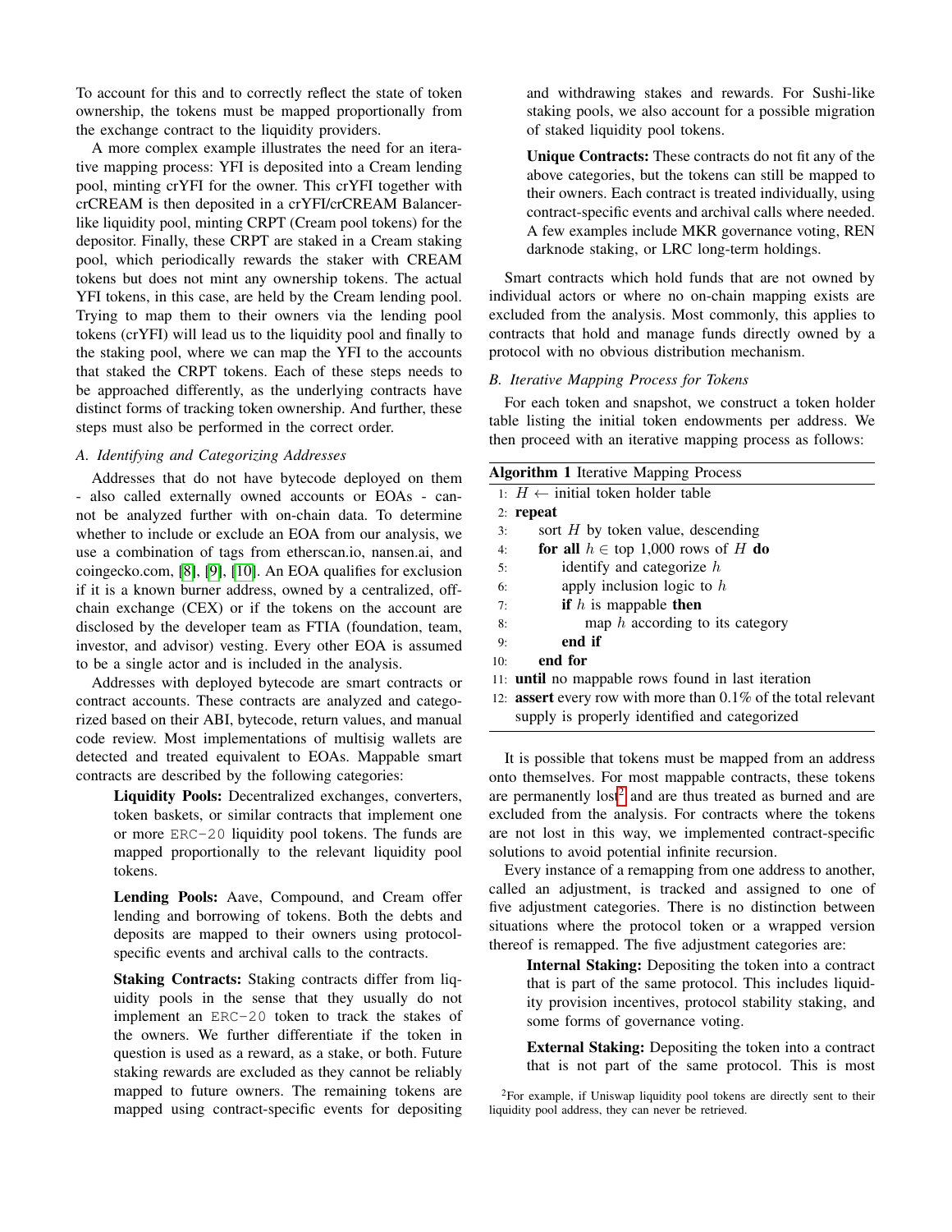To account for this and to correctly reflect the state of token ownership, the tokens must be mapped proportionally from the exchange contract to the liquidity providers.

A more complex example illustrates the need for an iterative mapping process: YFI is deposited into a Cream lending pool, minting crYFI for the owner. This crYFI together with crCREAM is then deposited in a crYFI/crCREAM Balancer-like liquidity pool, minting CRPT (Cream pool tokens) for the depositor. Finally, these CRPT are staked in a Cream staking pool, which periodically rewards the staker with CREAM tokens but does not mint any ownership tokens. The actual YFI tokens, in this case, are held by the Cream lending pool. Trying to map them to their owners via the lending pool tokens (crYFI) will lead us to the liquidity pool and finally to the staking pool, where we can map the YFI to the accounts that staked the CRPT tokens. Each of these steps needs to be approached differently, as the underlying contracts have distinct forms of tracking token ownership. And further, these steps must also be performed in the correct order.

### A. Identifying and Categorizing Addresses

Addresses that do not have bytecode deployed on them - also called externally owned accounts or EOAs - cannot be analyzed further with on-chain data. To determine whether to include or exclude an EOA from our analysis, we use a combination of tags from etherscan.io, nansen.ai, and coingecko.com, [8], [9], [10]. An EOA qualifies for exclusion if it is a known burner address, owned by a centralized, off-chain exchange (CEX) or if the tokens on the account are disclosed by the developer team as FTIA (foundation, team, investor, and advisor) vesting. Every other EOA is assumed to be a single actor and is included in the analysis.

Addresses with deployed bytecode are smart contracts or contract accounts. These contracts are analyzed and categorized based on their ABI, bytecode, return values, and manual code review. Most implementations of multisig wallets are detected and treated equivalent to EOAs. Mappable smart contracts are described by the following categories:

**Liquidity Pools:** Decentralized exchanges, converters, token baskets, or similar contracts that implement one or more ERC-20 liquidity pool tokens. The funds are mapped proportionally to the relevant liquidity pool tokens.

**Lending Pools:** Aave, Compound, and Cream offer lending and borrowing of tokens. Both the debts and deposits are mapped to their owners using protocol-specific events and archival calls to the contracts.

**Staking Contracts:** Staking contracts differ from liquidity pools in the sense that they usually do not implement an ERC-20 token to track the stakes of the owners. We further differentiate if the token in question is used as a reward, as a stake, or both. Future staking rewards are excluded as they cannot be reliably mapped to future owners. The remaining tokens are mapped using contract-specific events for depositing and withdrawing stakes and rewards. For Sushi-like staking pools, we also account for a possible migration of staked liquidity pool tokens.

**Unique Contracts:** These contracts do not fit any of the above categories, but the tokens can still be mapped to their owners. Each contract is treated individually, using contract-specific events and archival calls where needed. A few examples include MKR governance voting, REN darknode staking, or LRC long-term holdings.

Smart contracts which hold funds that are not owned by individual actors or where no on-chain mapping exists are excluded from the analysis. Most commonly, this applies to contracts that hold and manage funds directly owned by a protocol with no obvious distribution mechanism.

### B. Iterative Mapping Process for Tokens

For each token and snapshot, we construct a token holder table listing the initial token endowments per address. We then proceed with an iterative mapping process as follows:

**Algorithm 1** Iterative Mapping Process

```
1:  H ← initial token holder table
2:  repeat
3:      sort H by token value, descending
4:      for all h ∈ top 1,000 rows of H do
5:          identify and categorize h
6:          apply inclusion logic to h
7:          if h is mappable then
8:              map h according to its category
9:          end if
10:     end for
11: until no mappable rows found in last iteration
12: assert every row with more than 0.1% of the total relevant
    supply is properly identified and categorized
```

It is possible that tokens must be mapped from an address onto themselves. For most mappable contracts, these tokens are permanently lost[2] and are thus treated as burned and are excluded from the analysis. For contracts where the tokens are not lost in this way, we implemented contract-specific solutions to avoid potential infinite recursion.

Every instance of a remapping from one address to another, called an adjustment, is tracked and assigned to one of five adjustment categories. There is no distinction between situations where the protocol token or a wrapped version thereof is remapped. The five adjustment categories are:

**Internal Staking:** Depositing the token into a contract that is part of the same protocol. This includes liquidity provision incentives, protocol stability staking, and some forms of governance voting.

**External Staking:** Depositing the token into a contract that is not part of the same protocol. This is most

[2] For example, if Uniswap liquidity pool tokens are directly sent to their liquidity pool address, they can never be retrieved.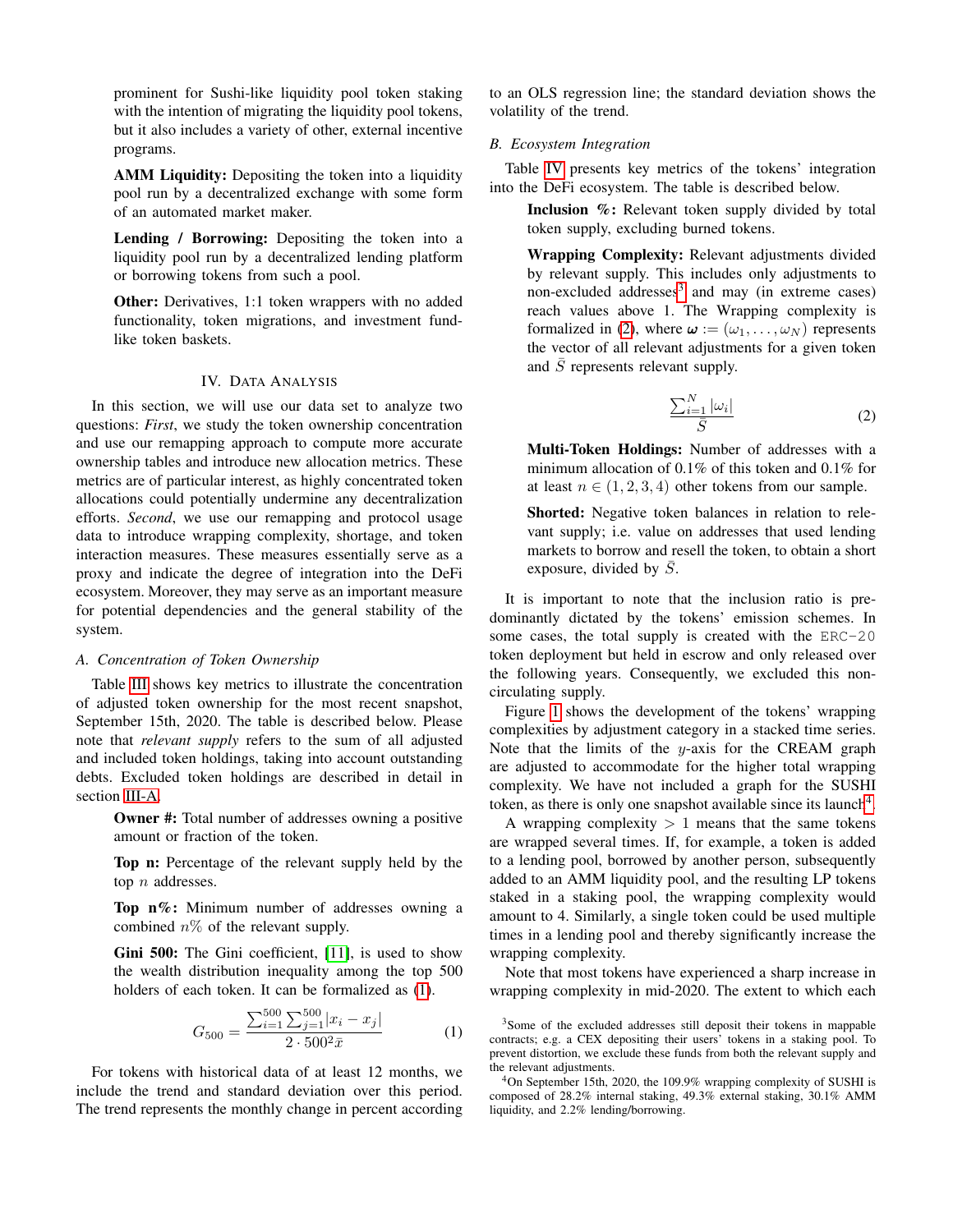prominent for Sushi-like liquidity pool token staking with the intention of migrating the liquidity pool tokens, but it also includes a variety of other, external incentive programs.

**AMM Liquidity:** Depositing the token into a liquidity pool run by a decentralized exchange with some form of an automated market maker.

**Lending / Borrowing:** Depositing the token into a liquidity pool run by a decentralized lending platform or borrowing tokens from such a pool.

**Other:** Derivatives, 1:1 token wrappers with no added functionality, token migrations, and investment fund-like token baskets.

## IV. Data Analysis

In this section, we will use our data set to analyze two questions: *First*, we study the token ownership concentration and use our remapping approach to compute more accurate ownership tables and introduce new allocation metrics. These metrics are of particular interest, as highly concentrated token allocations could potentially undermine any decentralization efforts. *Second*, we use our remapping and protocol usage data to introduce wrapping complexity, shortage, and token interaction measures. These measures essentially serve as a proxy and indicate the degree of integration into the DeFi ecosystem. Moreover, they may serve as an important measure for potential dependencies and the general stability of the system.

### A. Concentration of Token Ownership

Table III shows key metrics to illustrate the concentration of adjusted token ownership for the most recent snapshot, September 15th, 2020. The table is described below. Please note that *relevant supply* refers to the sum of all adjusted and included token holdings, taking into account outstanding debts. Excluded token holdings are described in detail in section III-A.

**Owner #:** Total number of addresses owning a positive amount or fraction of the token.

**Top n:** Percentage of the relevant supply held by the top $n$ addresses.

**Top n%:** Minimum number of addresses owning a combined $n\%$ of the relevant supply.

**Gini 500:** The Gini coefficient, [11], is used to show the wealth distribution inequality among the top 500 holders of each token. It can be formalized as (1).

$$G_{500} = \frac{\sum_{i=1}^{500}\sum_{j=1}^{500}|x_i - x_j|}{2 \cdot 500^2 \bar{x}} \tag{1}$$

For tokens with historical data of at least 12 months, we include the trend and standard deviation over this period. The trend represents the monthly change in percent according to an OLS regression line; the standard deviation shows the volatility of the trend.

### B. Ecosystem Integration

Table IV presents key metrics of the tokens' integration into the DeFi ecosystem. The table is described below.

**Inclusion %:** Relevant token supply divided by total token supply, excluding burned tokens.

**Wrapping Complexity:** Relevant adjustments divided by relevant supply. This includes only adjustments to non-excluded addresses[3] and may (in extreme cases) reach values above 1. The Wrapping complexity is formalized in (2), where $\boldsymbol{\omega} := (\omega_1, \ldots, \omega_N)$ represents the vector of all relevant adjustments for a given token and $\bar{S}$ represents relevant supply.

$$\frac{\sum_{i=1}^{N}|\omega_i|}{\bar{S}} \tag{2}$$

**Multi-Token Holdings:** Number of addresses with a minimum allocation of 0.1% of this token and 0.1% for at least $n \in (1, 2, 3, 4)$ other tokens from our sample.

**Shorted:** Negative token balances in relation to relevant supply; i.e. value on addresses that used lending markets to borrow and resell the token, to obtain a short exposure, divided by $\bar{S}$.

It is important to note that the inclusion ratio is predominantly dictated by the tokens' emission schemes. In some cases, the total supply is created with the `ERC-20` token deployment but held in escrow and only released over the following years. Consequently, we excluded this non-circulating supply.

Figure 1 shows the development of the tokens' wrapping complexities by adjustment category in a stacked time series. Note that the limits of the $y$-axis for the CREAM graph are adjusted to accommodate for the higher total wrapping complexity. We have not included a graph for the SUSHI token, as there is only one snapshot available since its launch[4].

A wrapping complexity $> 1$ means that the same tokens are wrapped several times. If, for example, a token is added to a lending pool, borrowed by another person, subsequently added to an AMM liquidity pool, and the resulting LP tokens staked in a staking pool, the wrapping complexity would amount to 4. Similarly, a single token could be used multiple times in a lending pool and thereby significantly increase the wrapping complexity.

Note that most tokens have experienced a sharp increase in wrapping complexity in mid-2020. The extent to which each

[3] Some of the excluded addresses still deposit their tokens in mappable contracts; e.g. a CEX depositing their users' tokens in a staking pool. To prevent distortion, we exclude these funds from both the relevant supply and the relevant adjustments.

[4] On September 15th, 2020, the 109.9% wrapping complexity of SUSHI is composed of 28.2% internal staking, 49.3% external staking, 30.1% AMM liquidity, and 2.2% lending/borrowing.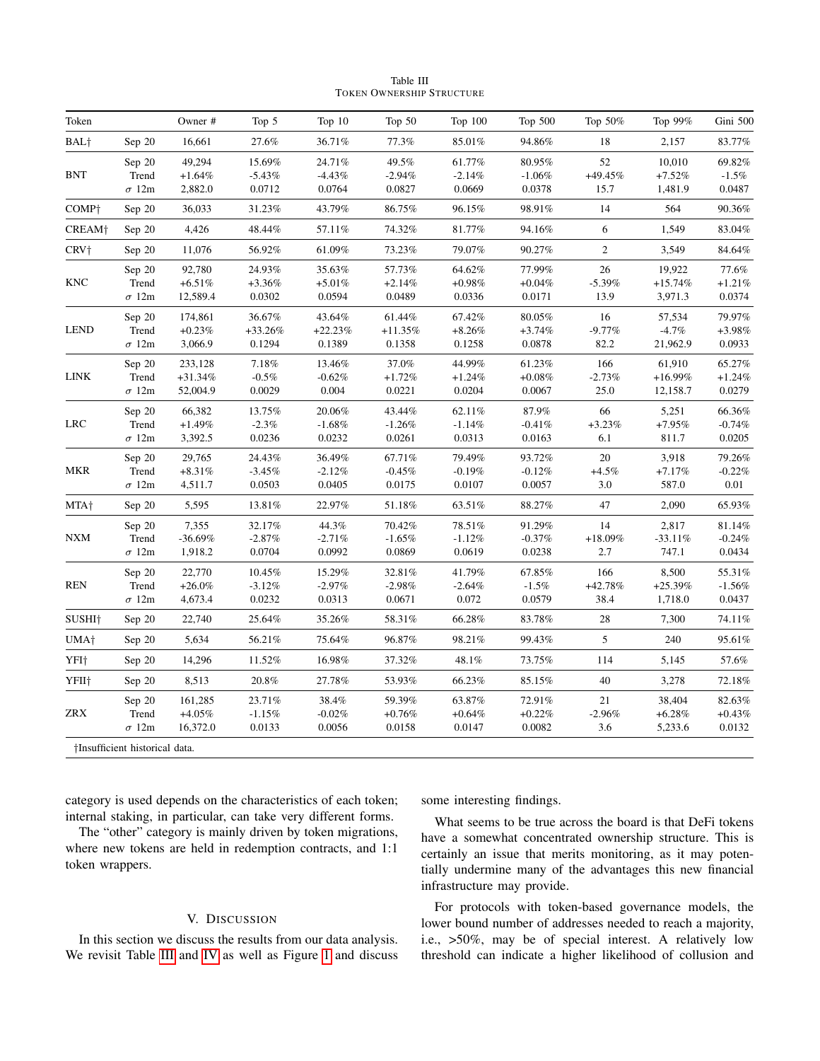Table III
TOKEN OWNERSHIP STRUCTURE

| Token | | Owner # | Top 5 | Top 10 | Top 50 | Top 100 | Top 500 | Top 50% | Top 99% | Gini 500 |
|---|---|---|---|---|---|---|---|---|---|---|
| BAL† | Sep 20 | 16,661 | 27.6% | 36.71% | 77.3% | 85.01% | 94.86% | 18 | 2,157 | 83.77% |
| BNT | Sep 20 | 49,294 | 15.69% | 24.71% | 49.5% | 61.77% | 80.95% | 52 | 10,010 | 69.82% |
| | Trend | +1.64% | -5.43% | -4.43% | -2.94% | -2.14% | -1.06% | +49.45% | +7.52% | -1.5% |
| | $\sigma$ 12m | 2,882.0 | 0.0712 | 0.0764 | 0.0827 | 0.0669 | 0.0378 | 15.7 | 1,481.9 | 0.0487 |
| COMP† | Sep 20 | 36,033 | 31.23% | 43.79% | 86.75% | 96.15% | 98.91% | 14 | 564 | 90.36% |
| CREAM† | Sep 20 | 4,426 | 48.44% | 57.11% | 74.32% | 81.77% | 94.16% | 6 | 1,549 | 83.04% |
| CRV† | Sep 20 | 11,076 | 56.92% | 61.09% | 73.23% | 79.07% | 90.27% | 2 | 3,549 | 84.64% |
| KNC | Sep 20 | 92,780 | 24.93% | 35.63% | 57.73% | 64.62% | 77.99% | 26 | 19,922 | 77.6% |
| | Trend | +6.51% | +3.36% | +5.01% | +2.14% | +0.98% | +0.04% | -5.39% | +15.74% | +1.21% |
| | $\sigma$ 12m | 12,589.4 | 0.0302 | 0.0594 | 0.0489 | 0.0336 | 0.0171 | 13.9 | 3,971.3 | 0.0374 |
| LEND | Sep 20 | 174,861 | 36.67% | 43.64% | 61.44% | 67.42% | 80.05% | 16 | 57,534 | 79.97% |
| | Trend | +0.23% | +33.26% | +22.23% | +11.35% | +8.26% | +3.74% | -9.77% | -4.7% | +3.98% |
| | $\sigma$ 12m | 3,066.9 | 0.1294 | 0.1389 | 0.1358 | 0.1258 | 0.0878 | 82.2 | 21,962.9 | 0.0933 |
| LINK | Sep 20 | 233,128 | 7.18% | 13.46% | 37.0% | 44.99% | 61.23% | 166 | 61,910 | 65.27% |
| | Trend | +31.34% | -0.5% | -0.62% | +1.72% | +1.24% | +0.08% | -2.73% | +16.99% | +1.24% |
| | $\sigma$ 12m | 52,004.9 | 0.0029 | 0.004 | 0.0221 | 0.0204 | 0.0067 | 25.0 | 12,158.7 | 0.0279 |
| LRC | Sep 20 | 66,382 | 13.75% | 20.06% | 43.44% | 62.11% | 87.9% | 66 | 5,251 | 66.36% |
| | Trend | +1.49% | -2.3% | -1.68% | -1.26% | -1.14% | -0.41% | +3.23% | +7.95% | -0.74% |
| | $\sigma$ 12m | 3,392.5 | 0.0236 | 0.0232 | 0.0261 | 0.0313 | 0.0163 | 6.1 | 811.7 | 0.0205 |
| MKR | Sep 20 | 29,765 | 24.43% | 36.49% | 67.71% | 79.49% | 93.72% | 20 | 3,918 | 79.26% |
| | Trend | +8.31% | -3.45% | -2.12% | -0.45% | -0.19% | -0.12% | +4.5% | +7.17% | -0.22% |
| | $\sigma$ 12m | 4,511.7 | 0.0503 | 0.0405 | 0.0175 | 0.0107 | 0.0057 | 3.0 | 587.0 | 0.01 |
| MTA† | Sep 20 | 5,595 | 13.81% | 22.97% | 51.18% | 63.51% | 88.27% | 47 | 2,090 | 65.93% |
| NXM | Sep 20 | 7,355 | 32.17% | 44.3% | 70.42% | 78.51% | 91.29% | 14 | 2,817 | 81.14% |
| | Trend | -36.69% | -2.87% | -2.71% | -1.65% | -1.12% | -0.37% | +18.09% | -33.11% | -0.24% |
| | $\sigma$ 12m | 1,918.2 | 0.0704 | 0.0992 | 0.0869 | 0.0619 | 0.0238 | 2.7 | 747.1 | 0.0434 |
| REN | Sep 20 | 22,770 | 10.45% | 15.29% | 32.81% | 41.79% | 67.85% | 166 | 8,500 | 55.31% |
| | Trend | +26.0% | -3.12% | -2.97% | -2.98% | -2.64% | -1.5% | +42.78% | +25.39% | -1.56% |
| | $\sigma$ 12m | 4,673.4 | 0.0232 | 0.0313 | 0.0671 | 0.072 | 0.0579 | 38.4 | 1,718.0 | 0.0437 |
| SUSHI† | Sep 20 | 22,740 | 25.64% | 35.26% | 58.31% | 66.28% | 83.78% | 28 | 7,300 | 74.11% |
| UMA† | Sep 20 | 5,634 | 56.21% | 75.64% | 96.87% | 98.21% | 99.43% | 5 | 240 | 95.61% |
| YFI† | Sep 20 | 14,296 | 11.52% | 16.98% | 37.32% | 48.1% | 73.75% | 114 | 5,145 | 57.6% |
| YFII† | Sep 20 | 8,513 | 20.8% | 27.78% | 53.93% | 66.23% | 85.15% | 40 | 3,278 | 72.18% |
| ZRX | Sep 20 | 161,285 | 23.71% | 38.4% | 59.39% | 63.87% | 72.91% | 21 | 38,404 | 82.63% |
| | Trend | +4.05% | -1.15% | -0.02% | +0.76% | +0.64% | +0.22% | -2.96% | +6.28% | +0.43% |
| | $\sigma$ 12m | 16,372.0 | 0.0133 | 0.0056 | 0.0158 | 0.0147 | 0.0082 | 3.6 | 5,233.6 | 0.0132 |

†Insufficient historical data.

category is used depends on the characteristics of each token; internal staking, in particular, can take very different forms.

The "other" category is mainly driven by token migrations, where new tokens are held in redemption contracts, and 1:1 token wrappers.

## V. DISCUSSION

In this section we discuss the results from our data analysis. We revisit Table III and IV as well as Figure 1 and discuss some interesting findings.

What seems to be true across the board is that DeFi tokens have a somewhat concentrated ownership structure. This is certainly an issue that merits monitoring, as it may potentially undermine many of the advantages this new financial infrastructure may provide.

For protocols with token-based governance models, the lower bound number of addresses needed to reach a majority, i.e., >50%, may be of special interest. A relatively low threshold can indicate a higher likelihood of collusion and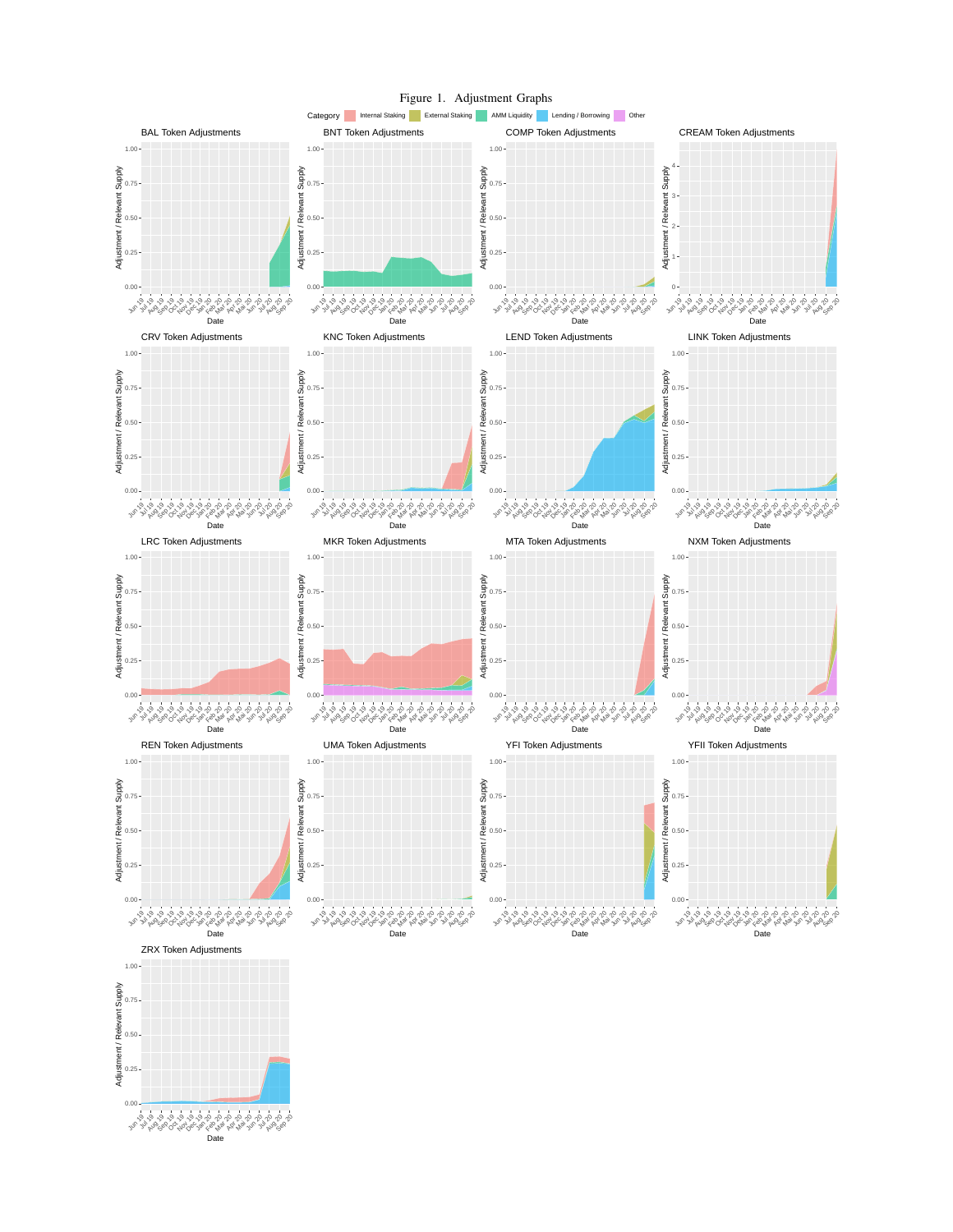Figure 1. Adjustment Graphs

Category: Internal Staking, External Staking, AMM Liquidity, Lending / Borrowing, Other

BAL Token Adjustments

BNT Token Adjustments

COMP Token Adjustments

CREAM Token Adjustments

CRV Token Adjustments

KNC Token Adjustments

LEND Token Adjustments

LINK Token Adjustments

LRC Token Adjustments

MKR Token Adjustments

MTA Token Adjustments

NXM Token Adjustments

REN Token Adjustments

UMA Token Adjustments

YFI Token Adjustments

YFII Token Adjustments

ZRX Token Adjustments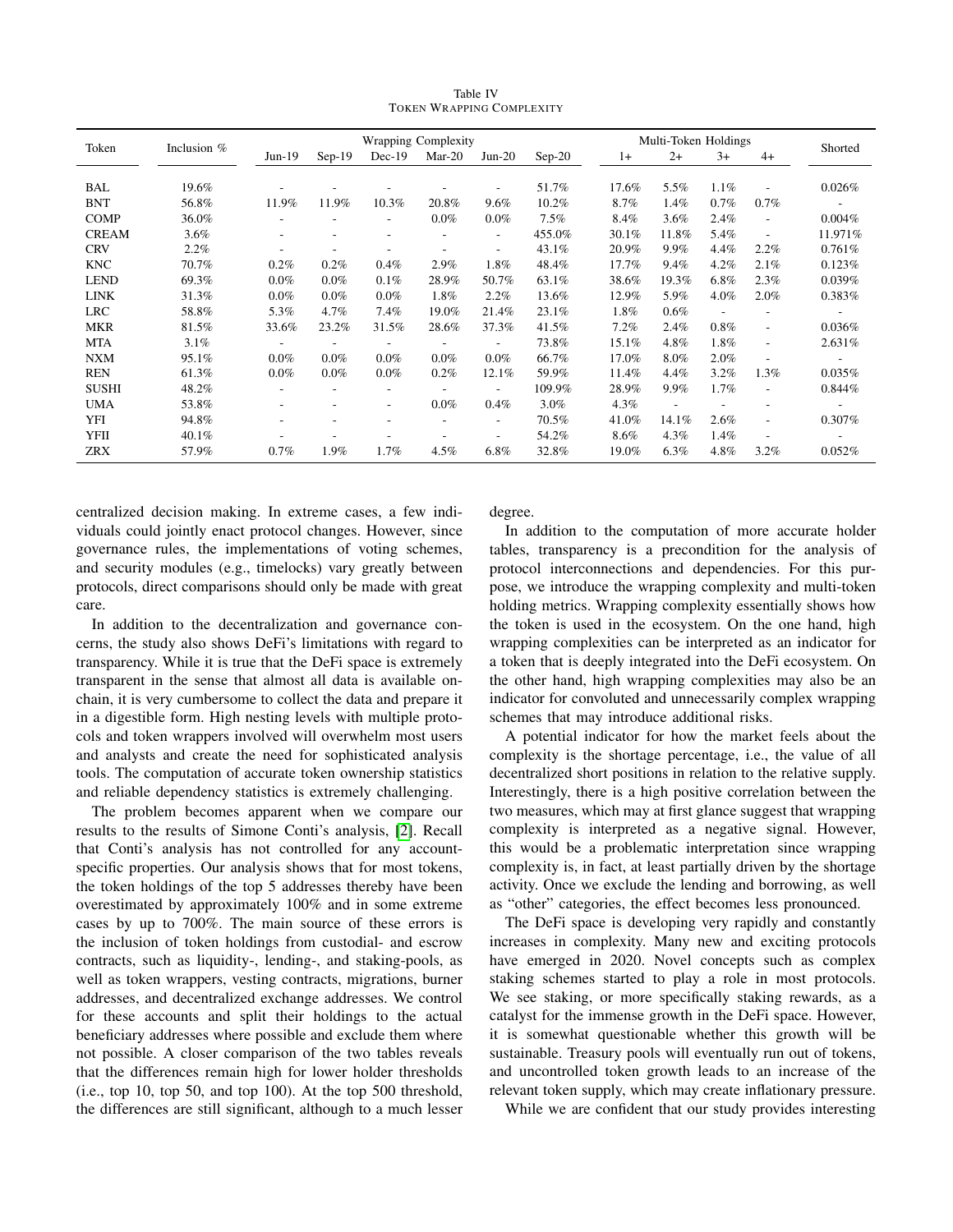Table IV
TOKEN WRAPPING COMPLEXITY

| Token | Inclusion % | Wrapping Complexity | | | | | | Multi-Token Holdings | | | | Shorted |
|---|---|---|---|---|---|---|---|---|---|---|---|---|
| | | Jun-19 | Sep-19 | Dec-19 | Mar-20 | Jun-20 | Sep-20 | 1+ | 2+ | 3+ | 4+ | |
| BAL | 19.6% | - | - | - | - | - | 51.7% | 17.6% | 5.5% | 1.1% | - | 0.026% |
| BNT | 56.8% | 11.9% | 11.9% | 10.3% | 20.8% | 9.6% | 10.2% | 8.7% | 1.4% | 0.7% | 0.7% | - |
| COMP | 36.0% | - | - | - | 0.0% | 0.0% | 7.5% | 8.4% | 3.6% | 2.4% | - | 0.004% |
| CREAM | 3.6% | - | - | - | - | - | 455.0% | 30.1% | 11.8% | 5.4% | - | 11.971% |
| CRV | 2.2% | - | - | - | - | - | 43.1% | 20.9% | 9.9% | 4.4% | 2.2% | 0.761% |
| KNC | 70.7% | 0.2% | 0.2% | 0.4% | 2.9% | 1.8% | 48.4% | 17.7% | 9.4% | 4.2% | 2.1% | 0.123% |
| LEND | 69.3% | 0.0% | 0.0% | 0.1% | 28.9% | 50.7% | 63.1% | 38.6% | 19.3% | 6.8% | 2.3% | 0.039% |
| LINK | 31.3% | 0.0% | 0.0% | 0.0% | 1.8% | 2.2% | 13.6% | 12.9% | 5.9% | 4.0% | 2.0% | 0.383% |
| LRC | 58.8% | 5.3% | 4.7% | 7.4% | 19.0% | 21.4% | 23.1% | 1.8% | 0.6% | - | - | - |
| MKR | 81.5% | 33.6% | 23.2% | 31.5% | 28.6% | 37.3% | 41.5% | 7.2% | 2.4% | 0.8% | - | 0.036% |
| MTA | 3.1% | - | - | - | - | - | 73.8% | 15.1% | 4.8% | 1.8% | - | 2.631% |
| NXM | 95.1% | 0.0% | 0.0% | 0.0% | 0.0% | 0.0% | 66.7% | 17.0% | 8.0% | 2.0% | - | - |
| REN | 61.3% | 0.0% | 0.0% | 0.0% | 0.2% | 12.1% | 59.9% | 11.4% | 4.4% | 3.2% | 1.3% | 0.035% |
| SUSHI | 48.2% | - | - | - | - | - | 109.9% | 28.9% | 9.9% | 1.7% | - | 0.844% |
| UMA | 53.8% | - | - | - | 0.0% | 0.4% | 3.0% | 4.3% | - | - | - | - |
| YFI | 94.8% | - | - | - | - | - | 70.5% | 41.0% | 14.1% | 2.6% | - | 0.307% |
| YFII | 40.1% | - | - | - | - | - | 54.2% | 8.6% | 4.3% | 1.4% | - | - |
| ZRX | 57.9% | 0.7% | 1.9% | 1.7% | 4.5% | 6.8% | 32.8% | 19.0% | 6.3% | 4.8% | 3.2% | 0.052% |

centralized decision making. In extreme cases, a few individuals could jointly enact protocol changes. However, since governance rules, the implementations of voting schemes, and security modules (e.g., timelocks) vary greatly between protocols, direct comparisons should only be made with great care.

In addition to the decentralization and governance concerns, the study also shows DeFi's limitations with regard to transparency. While it is true that the DeFi space is extremely transparent in the sense that almost all data is available on-chain, it is very cumbersome to collect the data and prepare it in a digestible form. High nesting levels with multiple protocols and token wrappers involved will overwhelm most users and analysts and create the need for sophisticated analysis tools. The computation of accurate token ownership statistics and reliable dependency statistics is extremely challenging.

The problem becomes apparent when we compare our results to the results of Simone Conti's analysis, [2]. Recall that Conti's analysis has not controlled for any account-specific properties. Our analysis shows that for most tokens, the token holdings of the top 5 addresses thereby have been overestimated by approximately 100% and in some extreme cases by up to 700%. The main source of these errors is the inclusion of token holdings from custodial- and escrow contracts, such as liquidity-, lending-, and staking-pools, as well as token wrappers, vesting contracts, migrations, burner addresses, and decentralized exchange addresses. We control for these accounts and split their holdings to the actual beneficiary addresses where possible and exclude them where not possible. A closer comparison of the two tables reveals that the differences remain high for lower holder thresholds (i.e., top 10, top 50, and top 100). At the top 500 threshold, the differences are still significant, although to a much lesser degree.

In addition to the computation of more accurate holder tables, transparency is a precondition for the analysis of protocol interconnections and dependencies. For this purpose, we introduce the wrapping complexity and multi-token holding metrics. Wrapping complexity essentially shows how the token is used in the ecosystem. On the one hand, high wrapping complexities can be interpreted as an indicator for a token that is deeply integrated into the DeFi ecosystem. On the other hand, high wrapping complexities may also be an indicator for convoluted and unnecessarily complex wrapping schemes that may introduce additional risks.

A potential indicator for how the market feels about the complexity is the shortage percentage, i.e., the value of all decentralized short positions in relation to the relative supply. Interestingly, there is a high positive correlation between the two measures, which may at first glance suggest that wrapping complexity is interpreted as a negative signal. However, this would be a problematic interpretation since wrapping complexity is, in fact, at least partially driven by the shortage activity. Once we exclude the lending and borrowing, as well as "other" categories, the effect becomes less pronounced.

The DeFi space is developing very rapidly and constantly increases in complexity. Many new and exciting protocols have emerged in 2020. Novel concepts such as complex staking schemes started to play a role in most protocols. We see staking, or more specifically staking rewards, as a catalyst for the immense growth in the DeFi space. However, it is somewhat questionable whether this growth will be sustainable. Treasury pools will eventually run out of tokens, and uncontrolled token growth leads to an increase of the relevant token supply, which may create inflationary pressure.

While we are confident that our study provides interesting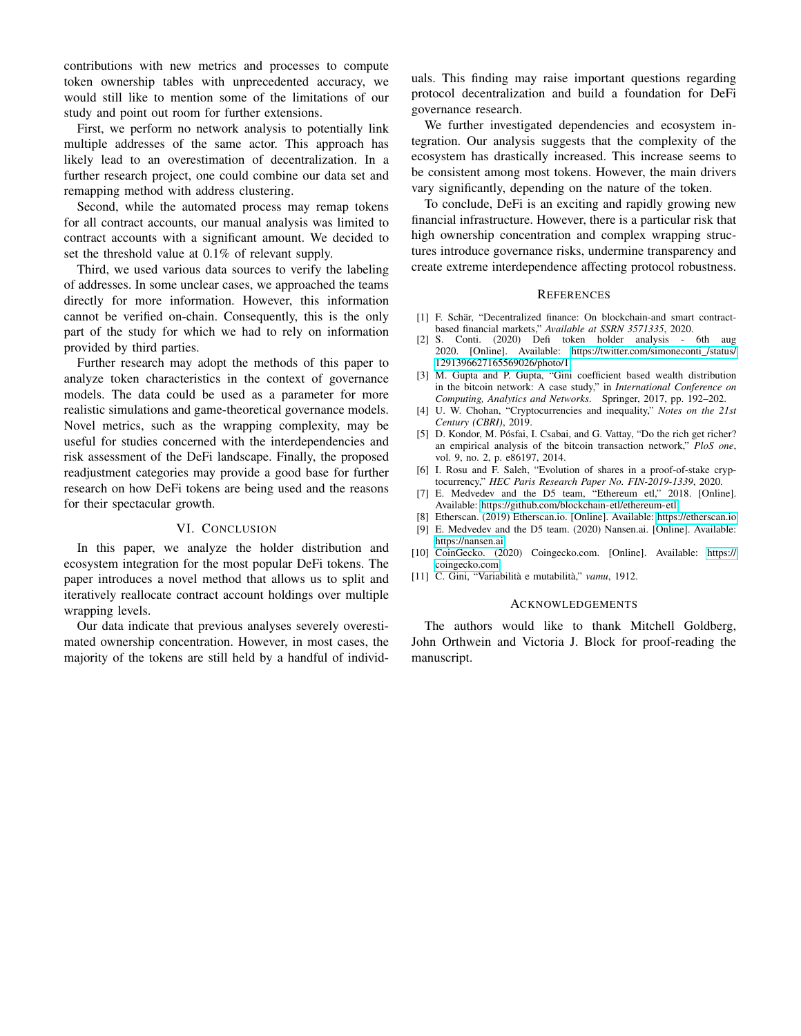contributions with new metrics and processes to compute token ownership tables with unprecedented accuracy, we would still like to mention some of the limitations of our study and point out room for further extensions.

First, we perform no network analysis to potentially link multiple addresses of the same actor. This approach has likely lead to an overestimation of decentralization. In a further research project, one could combine our data set and remapping method with address clustering.

Second, while the automated process may remap tokens for all contract accounts, our manual analysis was limited to contract accounts with a significant amount. We decided to set the threshold value at 0.1% of relevant supply.

Third, we used various data sources to verify the labeling of addresses. In some unclear cases, we approached the teams directly for more information. However, this information cannot be verified on-chain. Consequently, this is the only part of the study for which we had to rely on information provided by third parties.

Further research may adopt the methods of this paper to analyze token characteristics in the context of governance models. The data could be used as a parameter for more realistic simulations and game-theoretical governance models. Novel metrics, such as the wrapping complexity, may be useful for studies concerned with the interdependencies and risk assessment of the DeFi landscape. Finally, the proposed readjustment categories may provide a good base for further research on how DeFi tokens are being used and the reasons for their spectacular growth.

## VI. Conclusion

In this paper, we analyze the holder distribution and ecosystem integration for the most popular DeFi tokens. The paper introduces a novel method that allows us to split and iteratively reallocate contract account holdings over multiple wrapping levels.

Our data indicate that previous analyses severely overestimated ownership concentration. However, in most cases, the majority of the tokens are still held by a handful of individuals. This finding may raise important questions regarding protocol decentralization and build a foundation for DeFi governance research.

We further investigated dependencies and ecosystem integration. Our analysis suggests that the complexity of the ecosystem has drastically increased. This increase seems to be consistent among most tokens. However, the main drivers vary significantly, depending on the nature of the token.

To conclude, DeFi is an exciting and rapidly growing new financial infrastructure. However, there is a particular risk that high ownership concentration and complex wrapping structures introduce governance risks, undermine transparency and create extreme interdependence affecting protocol robustness.

## References

[1] F. Schär, "Decentralized finance: On blockchain-and smart contract-based financial markets," *Available at SSRN 3571335*, 2020.

[2] S. Conti. (2020) Defi token holder analysis - 6th aug 2020. [Online]. Available: https://twitter.com/simoneconti_/status/1291396627165569026/photo/1

[3] M. Gupta and P. Gupta, "Gini coefficient based wealth distribution in the bitcoin network: A case study," in *International Conference on Computing, Analytics and Networks*. Springer, 2017, pp. 192–202.

[4] U. W. Chohan, "Cryptocurrencies and inequality," *Notes on the 21st Century (CBRI)*, 2019.

[5] D. Kondor, M. Pósfai, I. Csabai, and G. Vattay, "Do the rich get richer? an empirical analysis of the bitcoin transaction network," *PloS one*, vol. 9, no. 2, p. e86197, 2014.

[6] I. Rosu and F. Saleh, "Evolution of shares in a proof-of-stake cryptocurrency," *HEC Paris Research Paper No. FIN-2019-1339*, 2020.

[7] E. Medvedev and the D5 team, "Ethereum etl," 2018. [Online]. Available: https://github.com/blockchain-etl/ethereum-etl

[8] Etherscan. (2019) Etherscan.io. [Online]. Available: https://etherscan.io

[9] E. Medvedev and the D5 team. (2020) Nansen.ai. [Online]. Available: https://nansen.ai

[10] CoinGecko. (2020) Coingecko.com. [Online]. Available: https://coingecko.com

[11] C. Gini, "Variabilità e mutabilità," *vamu*, 1912.

## Acknowledgements

The authors would like to thank Mitchell Goldberg, John Orthwein and Victoria J. Block for proof-reading the manuscript.